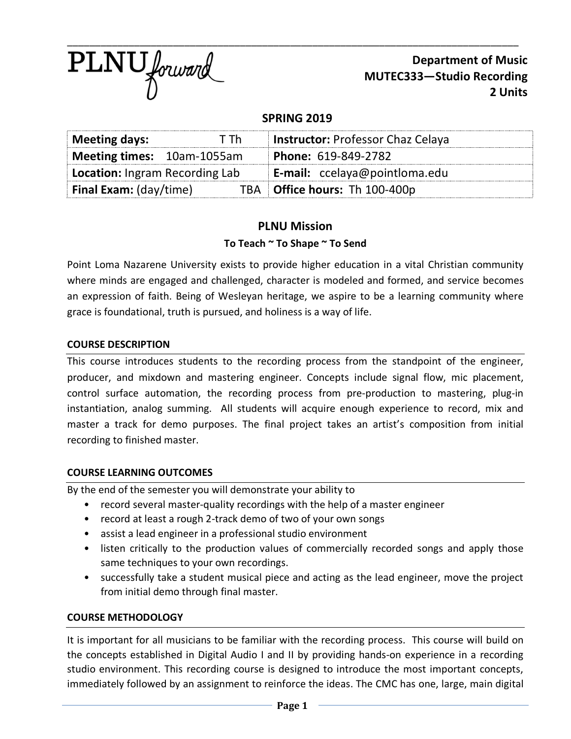PLNU forward

**Department of Music**
**MUTEC333—Studio Recording**
**2 Units**

## SPRING 2019

| **Meeting days:** T Th | **Instructor:** Professor Chaz Celaya |
|---|---|
| **Meeting times:** 10am-1055am | **Phone:** 619-849-2782 |
| **Location:** Ingram Recording Lab | **E-mail:** ccelaya@pointloma.edu |
| **Final Exam:** (day/time) TBA | **Office hours:** Th 100-400p |

## PLNU Mission

**To Teach ~ To Shape ~ To Send**

Point Loma Nazarene University exists to provide higher education in a vital Christian community where minds are engaged and challenged, character is modeled and formed, and service becomes an expression of faith. Being of Wesleyan heritage, we aspire to be a learning community where grace is foundational, truth is pursued, and holiness is a way of life.

### COURSE DESCRIPTION

This course introduces students to the recording process from the standpoint of the engineer, producer, and mixdown and mastering engineer. Concepts include signal flow, mic placement, control surface automation, the recording process from pre-production to mastering, plug-in instantiation, analog summing. All students will acquire enough experience to record, mix and master a track for demo purposes. The final project takes an artist's composition from initial recording to finished master.

### COURSE LEARNING OUTCOMES

By the end of the semester you will demonstrate your ability to

- record several master-quality recordings with the help of a master engineer
- record at least a rough 2-track demo of two of your own songs
- assist a lead engineer in a professional studio environment
- listen critically to the production values of commercially recorded songs and apply those same techniques to your own recordings.
- successfully take a student musical piece and acting as the lead engineer, move the project from initial demo through final master.

### COURSE METHODOLOGY

It is important for all musicians to be familiar with the recording process. This course will build on the concepts established in Digital Audio I and II by providing hands-on experience in a recording studio environment. This recording course is designed to introduce the most important concepts, immediately followed by an assignment to reinforce the ideas. The CMC has one, large, main digital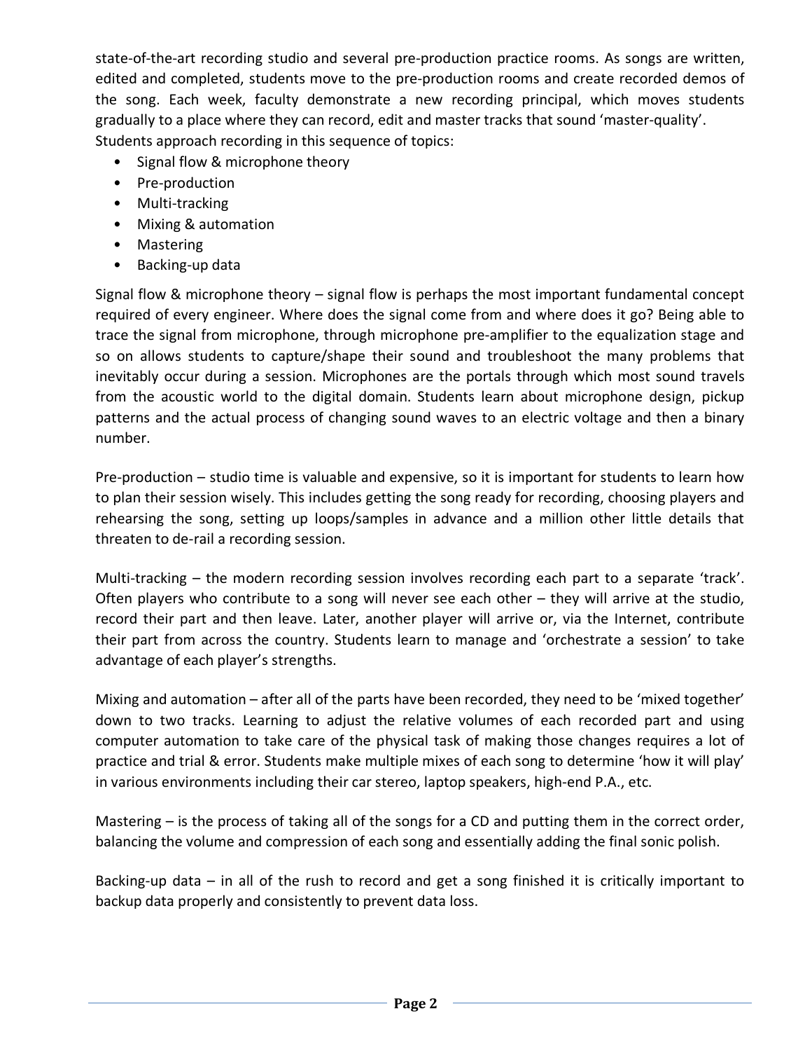state-of-the-art recording studio and several pre-production practice rooms. As songs are written, edited and completed, students move to the pre-production rooms and create recorded demos of the song. Each week, faculty demonstrate a new recording principal, which moves students gradually to a place where they can record, edit and master tracks that sound 'master-quality'.
Students approach recording in this sequence of topics:

- Signal flow & microphone theory
- Pre-production
- Multi-tracking
- Mixing & automation
- Mastering
- Backing-up data

Signal flow & microphone theory – signal flow is perhaps the most important fundamental concept required of every engineer. Where does the signal come from and where does it go? Being able to trace the signal from microphone, through microphone pre-amplifier to the equalization stage and so on allows students to capture/shape their sound and troubleshoot the many problems that inevitably occur during a session. Microphones are the portals through which most sound travels from the acoustic world to the digital domain. Students learn about microphone design, pickup patterns and the actual process of changing sound waves to an electric voltage and then a binary number.

Pre-production – studio time is valuable and expensive, so it is important for students to learn how to plan their session wisely. This includes getting the song ready for recording, choosing players and rehearsing the song, setting up loops/samples in advance and a million other little details that threaten to de-rail a recording session.

Multi-tracking – the modern recording session involves recording each part to a separate 'track'. Often players who contribute to a song will never see each other – they will arrive at the studio, record their part and then leave. Later, another player will arrive or, via the Internet, contribute their part from across the country. Students learn to manage and 'orchestrate a session' to take advantage of each player's strengths.

Mixing and automation – after all of the parts have been recorded, they need to be 'mixed together' down to two tracks. Learning to adjust the relative volumes of each recorded part and using computer automation to take care of the physical task of making those changes requires a lot of practice and trial & error. Students make multiple mixes of each song to determine 'how it will play' in various environments including their car stereo, laptop speakers, high-end P.A., etc.

Mastering – is the process of taking all of the songs for a CD and putting them in the correct order, balancing the volume and compression of each song and essentially adding the final sonic polish.

Backing-up data – in all of the rush to record and get a song finished it is critically important to backup data properly and consistently to prevent data loss.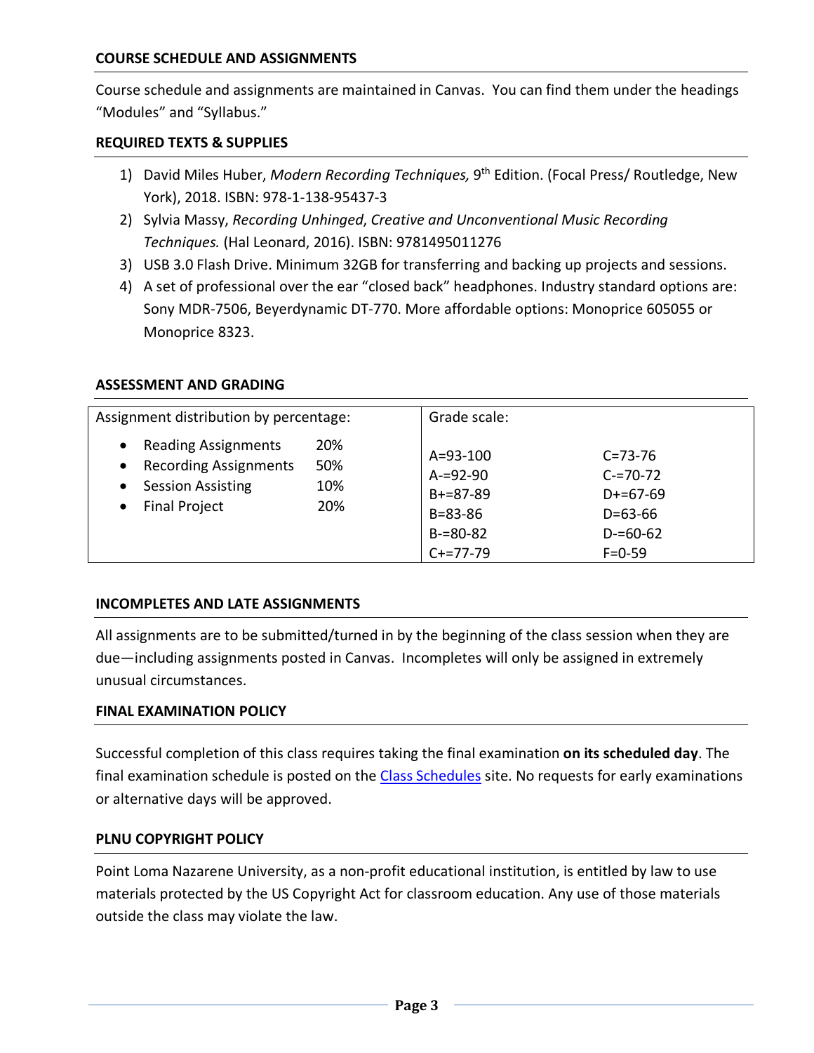## COURSE SCHEDULE AND ASSIGNMENTS

Course schedule and assignments are maintained in Canvas. You can find them under the headings "Modules" and "Syllabus."

## REQUIRED TEXTS & SUPPLIES

1) David Miles Huber, *Modern Recording Techniques,* 9th Edition. (Focal Press/ Routledge, New York), 2018. ISBN: 978-1-138-95437-3
2) Sylvia Massy, *Recording Unhinged*, *Creative and Unconventional Music Recording Techniques.* (Hal Leonard, 2016). ISBN: 9781495011276
3) USB 3.0 Flash Drive. Minimum 32GB for transferring and backing up projects and sessions.
4) A set of professional over the ear "closed back" headphones. Industry standard options are: Sony MDR-7506, Beyerdynamic DT-770. More affordable options: Monoprice 605055 or Monoprice 8323.

## ASSESSMENT AND GRADING

| Assignment distribution by percentage: | | Grade scale: | |
|---|---|---|---|
| • Reading Assignments | 20% | A=93-100 | C=73-76 |
| • Recording Assignments | 50% | A-=92-90 | C-=70-72 |
| • Session Assisting | 10% | B+=87-89 | D+=67-69 |
| • Final Project | 20% | B=83-86 | D=63-66 |
| | | B-=80-82 | D-=60-62 |
| | | C+=77-79 | F=0-59 |

## INCOMPLETES AND LATE ASSIGNMENTS

All assignments are to be submitted/turned in by the beginning of the class session when they are due—including assignments posted in Canvas. Incompletes will only be assigned in extremely unusual circumstances.

## FINAL EXAMINATION POLICY

Successful completion of this class requires taking the final examination **on its scheduled day**. The final examination schedule is posted on the Class Schedules site. No requests for early examinations or alternative days will be approved.

## PLNU COPYRIGHT POLICY

Point Loma Nazarene University, as a non-profit educational institution, is entitled by law to use materials protected by the US Copyright Act for classroom education. Any use of those materials outside the class may violate the law.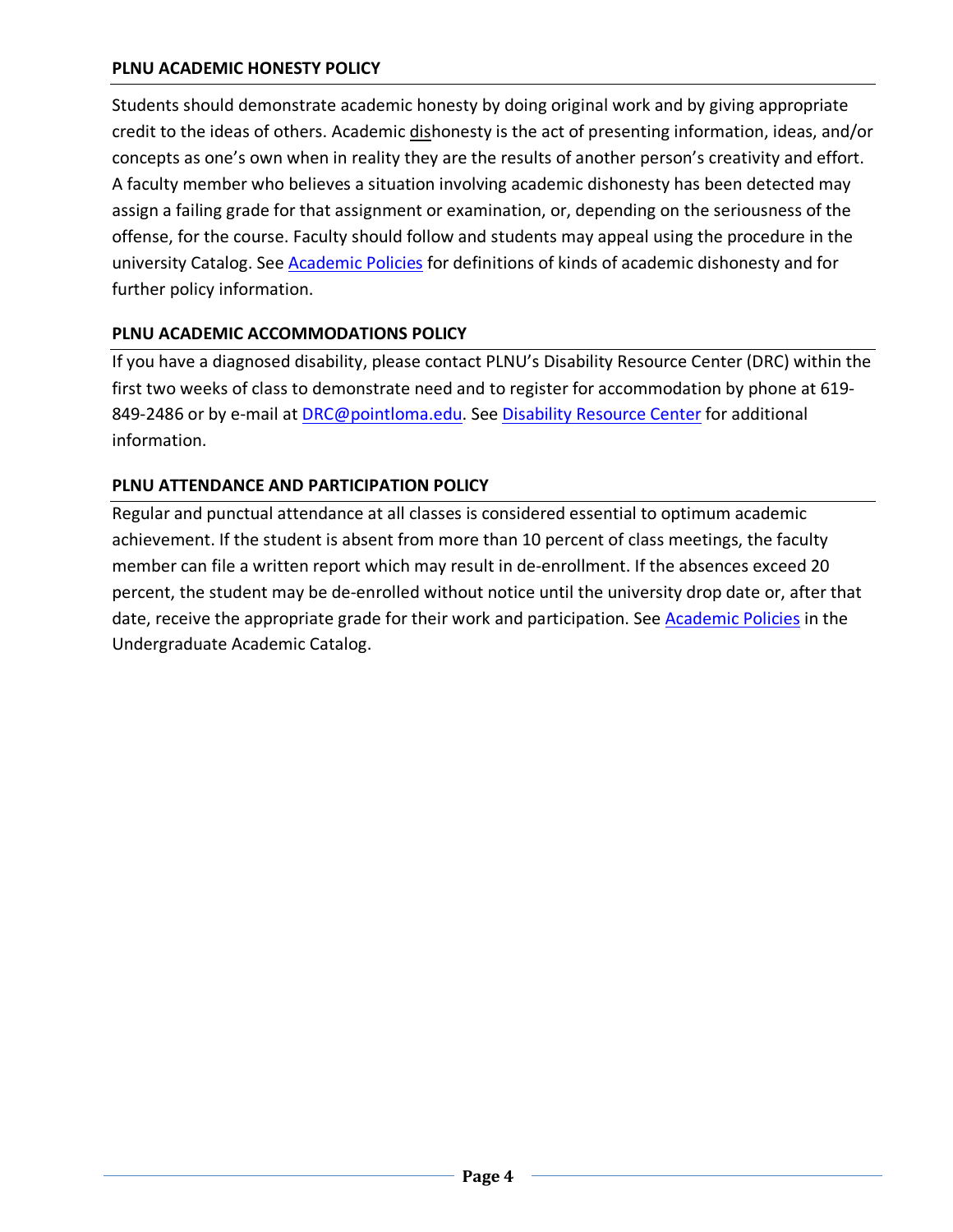**PLNU ACADEMIC HONESTY POLICY**

Students should demonstrate academic honesty by doing original work and by giving appropriate credit to the ideas of others. Academic dishonesty is the act of presenting information, ideas, and/or concepts as one's own when in reality they are the results of another person's creativity and effort. A faculty member who believes a situation involving academic dishonesty has been detected may assign a failing grade for that assignment or examination, or, depending on the seriousness of the offense, for the course. Faculty should follow and students may appeal using the procedure in the university Catalog. See Academic Policies for definitions of kinds of academic dishonesty and for further policy information.

**PLNU ACADEMIC ACCOMMODATIONS POLICY**

If you have a diagnosed disability, please contact PLNU's Disability Resource Center (DRC) within the first two weeks of class to demonstrate need and to register for accommodation by phone at 619-849-2486 or by e-mail at DRC@pointloma.edu. See Disability Resource Center for additional information.

**PLNU ATTENDANCE AND PARTICIPATION POLICY**

Regular and punctual attendance at all classes is considered essential to optimum academic achievement. If the student is absent from more than 10 percent of class meetings, the faculty member can file a written report which may result in de-enrollment. If the absences exceed 20 percent, the student may be de-enrolled without notice until the university drop date or, after that date, receive the appropriate grade for their work and participation. See Academic Policies in the Undergraduate Academic Catalog.